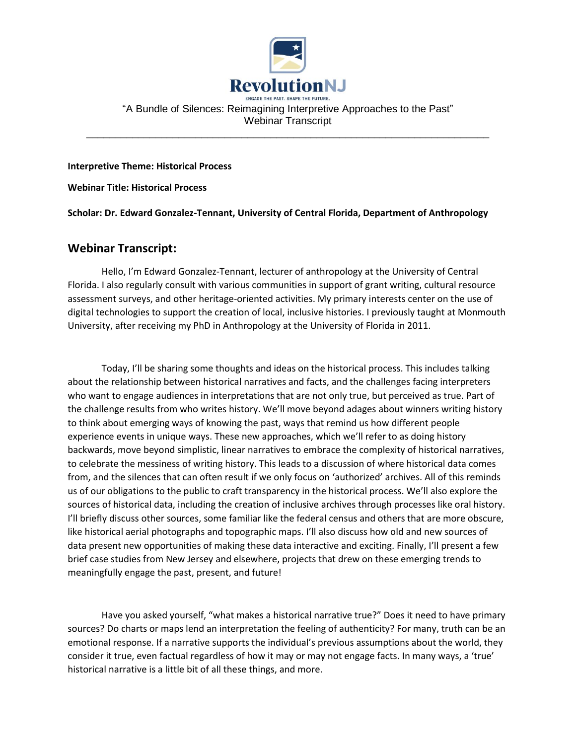RevolutionNJ

ENGAGE THE PAST. SHAPE THE FUTURE.

"A Bundle of Silences: Reimagining Interpretive Approaches to the Past"
Webinar Transcript

---

**Interpretive Theme: Historical Process**

**Webinar Title: Historical Process**

**Scholar: Dr. Edward Gonzalez-Tennant, University of Central Florida, Department of Anthropology**

## Webinar Transcript:

Hello, I'm Edward Gonzalez-Tennant, lecturer of anthropology at the University of Central Florida. I also regularly consult with various communities in support of grant writing, cultural resource assessment surveys, and other heritage-oriented activities. My primary interests center on the use of digital technologies to support the creation of local, inclusive histories. I previously taught at Monmouth University, after receiving my PhD in Anthropology at the University of Florida in 2011.

Today, I'll be sharing some thoughts and ideas on the historical process. This includes talking about the relationship between historical narratives and facts, and the challenges facing interpreters who want to engage audiences in interpretations that are not only true, but perceived as true. Part of the challenge results from who writes history. We'll move beyond adages about winners writing history to think about emerging ways of knowing the past, ways that remind us how different people experience events in unique ways. These new approaches, which we'll refer to as doing history backwards, move beyond simplistic, linear narratives to embrace the complexity of historical narratives, to celebrate the messiness of writing history. This leads to a discussion of where historical data comes from, and the silences that can often result if we only focus on 'authorized' archives. All of this reminds us of our obligations to the public to craft transparency in the historical process. We'll also explore the sources of historical data, including the creation of inclusive archives through processes like oral history. I'll briefly discuss other sources, some familiar like the federal census and others that are more obscure, like historical aerial photographs and topographic maps. I'll also discuss how old and new sources of data present new opportunities of making these data interactive and exciting. Finally, I'll present a few brief case studies from New Jersey and elsewhere, projects that drew on these emerging trends to meaningfully engage the past, present, and future!

Have you asked yourself, "what makes a historical narrative true?" Does it need to have primary sources? Do charts or maps lend an interpretation the feeling of authenticity? For many, truth can be an emotional response. If a narrative supports the individual's previous assumptions about the world, they consider it true, even factual regardless of how it may or may not engage facts. In many ways, a 'true' historical narrative is a little bit of all these things, and more.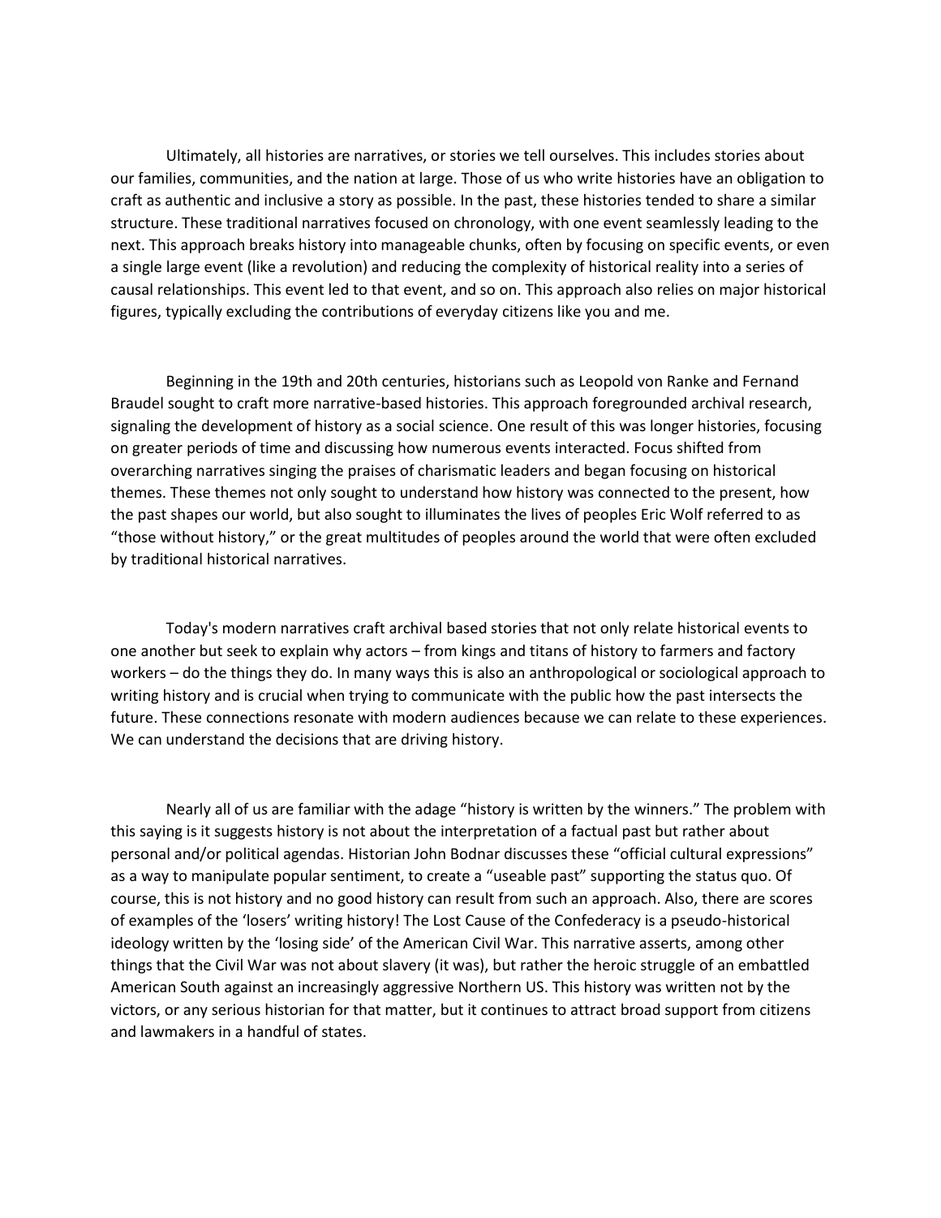Ultimately, all histories are narratives, or stories we tell ourselves. This includes stories about our families, communities, and the nation at large. Those of us who write histories have an obligation to craft as authentic and inclusive a story as possible. In the past, these histories tended to share a similar structure. These traditional narratives focused on chronology, with one event seamlessly leading to the next. This approach breaks history into manageable chunks, often by focusing on specific events, or even a single large event (like a revolution) and reducing the complexity of historical reality into a series of causal relationships. This event led to that event, and so on. This approach also relies on major historical figures, typically excluding the contributions of everyday citizens like you and me.

Beginning in the 19th and 20th centuries, historians such as Leopold von Ranke and Fernand Braudel sought to craft more narrative-based histories. This approach foregrounded archival research, signaling the development of history as a social science. One result of this was longer histories, focusing on greater periods of time and discussing how numerous events interacted. Focus shifted from overarching narratives singing the praises of charismatic leaders and began focusing on historical themes. These themes not only sought to understand how history was connected to the present, how the past shapes our world, but also sought to illuminates the lives of peoples Eric Wolf referred to as "those without history," or the great multitudes of peoples around the world that were often excluded by traditional historical narratives.

Today's modern narratives craft archival based stories that not only relate historical events to one another but seek to explain why actors – from kings and titans of history to farmers and factory workers – do the things they do. In many ways this is also an anthropological or sociological approach to writing history and is crucial when trying to communicate with the public how the past intersects the future. These connections resonate with modern audiences because we can relate to these experiences. We can understand the decisions that are driving history.

Nearly all of us are familiar with the adage "history is written by the winners." The problem with this saying is it suggests history is not about the interpretation of a factual past but rather about personal and/or political agendas. Historian John Bodnar discusses these "official cultural expressions" as a way to manipulate popular sentiment, to create a "useable past" supporting the status quo. Of course, this is not history and no good history can result from such an approach. Also, there are scores of examples of the 'losers' writing history! The Lost Cause of the Confederacy is a pseudo-historical ideology written by the 'losing side' of the American Civil War. This narrative asserts, among other things that the Civil War was not about slavery (it was), but rather the heroic struggle of an embattled American South against an increasingly aggressive Northern US. This history was written not by the victors, or any serious historian for that matter, but it continues to attract broad support from citizens and lawmakers in a handful of states.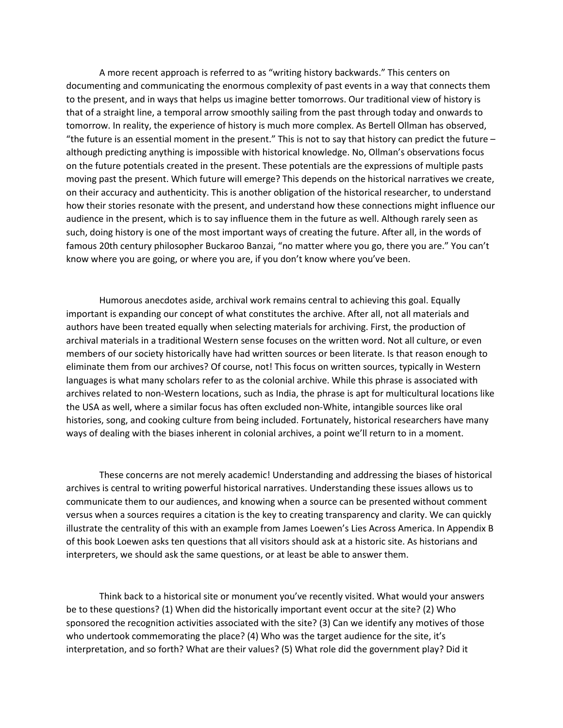A more recent approach is referred to as "writing history backwards." This centers on documenting and communicating the enormous complexity of past events in a way that connects them to the present, and in ways that helps us imagine better tomorrows. Our traditional view of history is that of a straight line, a temporal arrow smoothly sailing from the past through today and onwards to tomorrow. In reality, the experience of history is much more complex. As Bertell Ollman has observed, "the future is an essential moment in the present." This is not to say that history can predict the future – although predicting anything is impossible with historical knowledge. No, Ollman's observations focus on the future potentials created in the present. These potentials are the expressions of multiple pasts moving past the present. Which future will emerge? This depends on the historical narratives we create, on their accuracy and authenticity. This is another obligation of the historical researcher, to understand how their stories resonate with the present, and understand how these connections might influence our audience in the present, which is to say influence them in the future as well. Although rarely seen as such, doing history is one of the most important ways of creating the future. After all, in the words of famous 20th century philosopher Buckaroo Banzai, "no matter where you go, there you are." You can't know where you are going, or where you are, if you don't know where you've been.

Humorous anecdotes aside, archival work remains central to achieving this goal. Equally important is expanding our concept of what constitutes the archive. After all, not all materials and authors have been treated equally when selecting materials for archiving. First, the production of archival materials in a traditional Western sense focuses on the written word. Not all culture, or even members of our society historically have had written sources or been literate. Is that reason enough to eliminate them from our archives? Of course, not! This focus on written sources, typically in Western languages is what many scholars refer to as the colonial archive. While this phrase is associated with archives related to non-Western locations, such as India, the phrase is apt for multicultural locations like the USA as well, where a similar focus has often excluded non-White, intangible sources like oral histories, song, and cooking culture from being included. Fortunately, historical researchers have many ways of dealing with the biases inherent in colonial archives, a point we'll return to in a moment.

These concerns are not merely academic! Understanding and addressing the biases of historical archives is central to writing powerful historical narratives. Understanding these issues allows us to communicate them to our audiences, and knowing when a source can be presented without comment versus when a sources requires a citation is the key to creating transparency and clarity. We can quickly illustrate the centrality of this with an example from James Loewen's Lies Across America. In Appendix B of this book Loewen asks ten questions that all visitors should ask at a historic site. As historians and interpreters, we should ask the same questions, or at least be able to answer them.

Think back to a historical site or monument you've recently visited. What would your answers be to these questions? (1) When did the historically important event occur at the site? (2) Who sponsored the recognition activities associated with the site? (3) Can we identify any motives of those who undertook commemorating the place? (4) Who was the target audience for the site, it's interpretation, and so forth? What are their values? (5) What role did the government play? Did it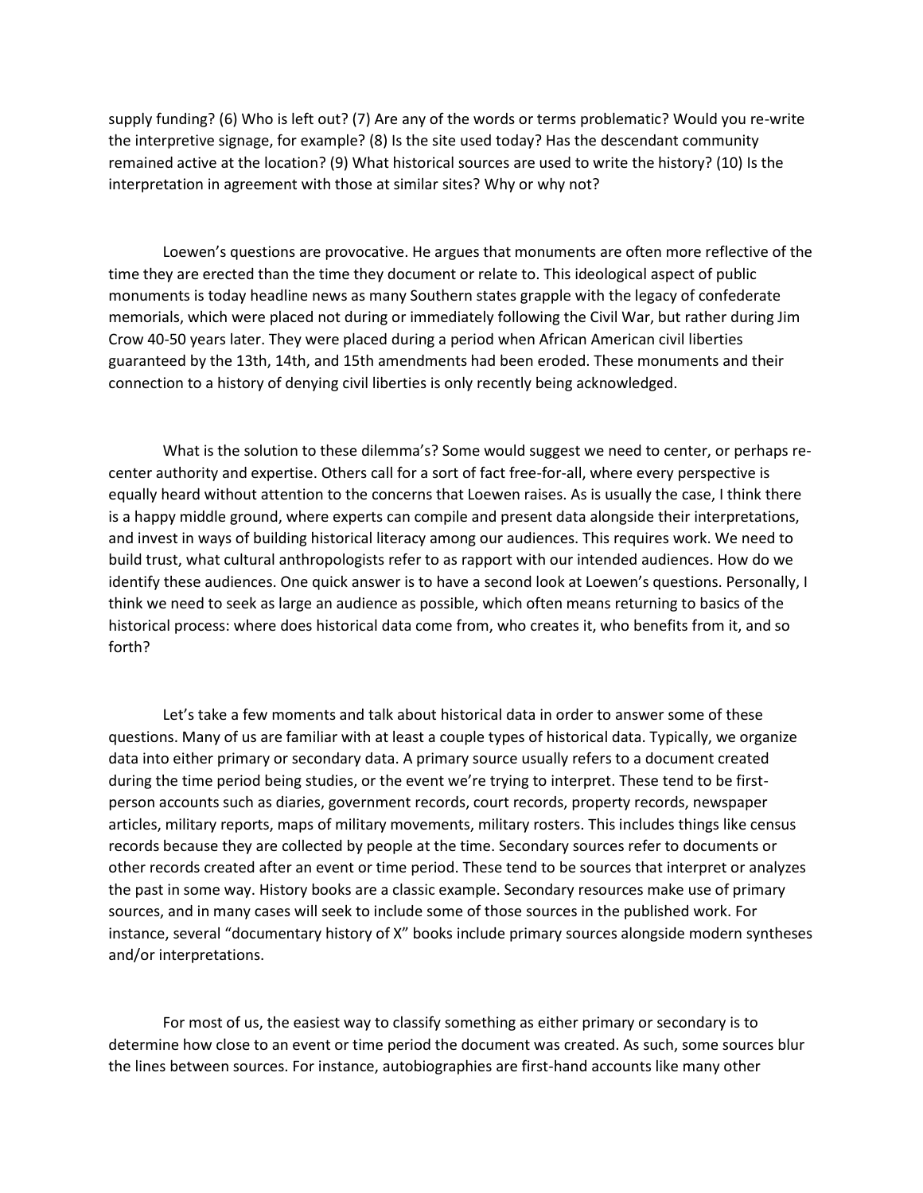supply funding? (6) Who is left out? (7) Are any of the words or terms problematic? Would you re-write the interpretive signage, for example? (8) Is the site used today? Has the descendant community remained active at the location? (9) What historical sources are used to write the history? (10) Is the interpretation in agreement with those at similar sites? Why or why not?

Loewen's questions are provocative. He argues that monuments are often more reflective of the time they are erected than the time they document or relate to. This ideological aspect of public monuments is today headline news as many Southern states grapple with the legacy of confederate memorials, which were placed not during or immediately following the Civil War, but rather during Jim Crow 40-50 years later. They were placed during a period when African American civil liberties guaranteed by the 13th, 14th, and 15th amendments had been eroded. These monuments and their connection to a history of denying civil liberties is only recently being acknowledged.

What is the solution to these dilemma's? Some would suggest we need to center, or perhaps re-center authority and expertise. Others call for a sort of fact free-for-all, where every perspective is equally heard without attention to the concerns that Loewen raises. As is usually the case, I think there is a happy middle ground, where experts can compile and present data alongside their interpretations, and invest in ways of building historical literacy among our audiences. This requires work. We need to build trust, what cultural anthropologists refer to as rapport with our intended audiences. How do we identify these audiences. One quick answer is to have a second look at Loewen's questions. Personally, I think we need to seek as large an audience as possible, which often means returning to basics of the historical process: where does historical data come from, who creates it, who benefits from it, and so forth?

Let's take a few moments and talk about historical data in order to answer some of these questions. Many of us are familiar with at least a couple types of historical data. Typically, we organize data into either primary or secondary data. A primary source usually refers to a document created during the time period being studies, or the event we're trying to interpret. These tend to be first-person accounts such as diaries, government records, court records, property records, newspaper articles, military reports, maps of military movements, military rosters. This includes things like census records because they are collected by people at the time. Secondary sources refer to documents or other records created after an event or time period. These tend to be sources that interpret or analyzes the past in some way. History books are a classic example. Secondary resources make use of primary sources, and in many cases will seek to include some of those sources in the published work. For instance, several "documentary history of X" books include primary sources alongside modern syntheses and/or interpretations.

For most of us, the easiest way to classify something as either primary or secondary is to determine how close to an event or time period the document was created. As such, some sources blur the lines between sources. For instance, autobiographies are first-hand accounts like many other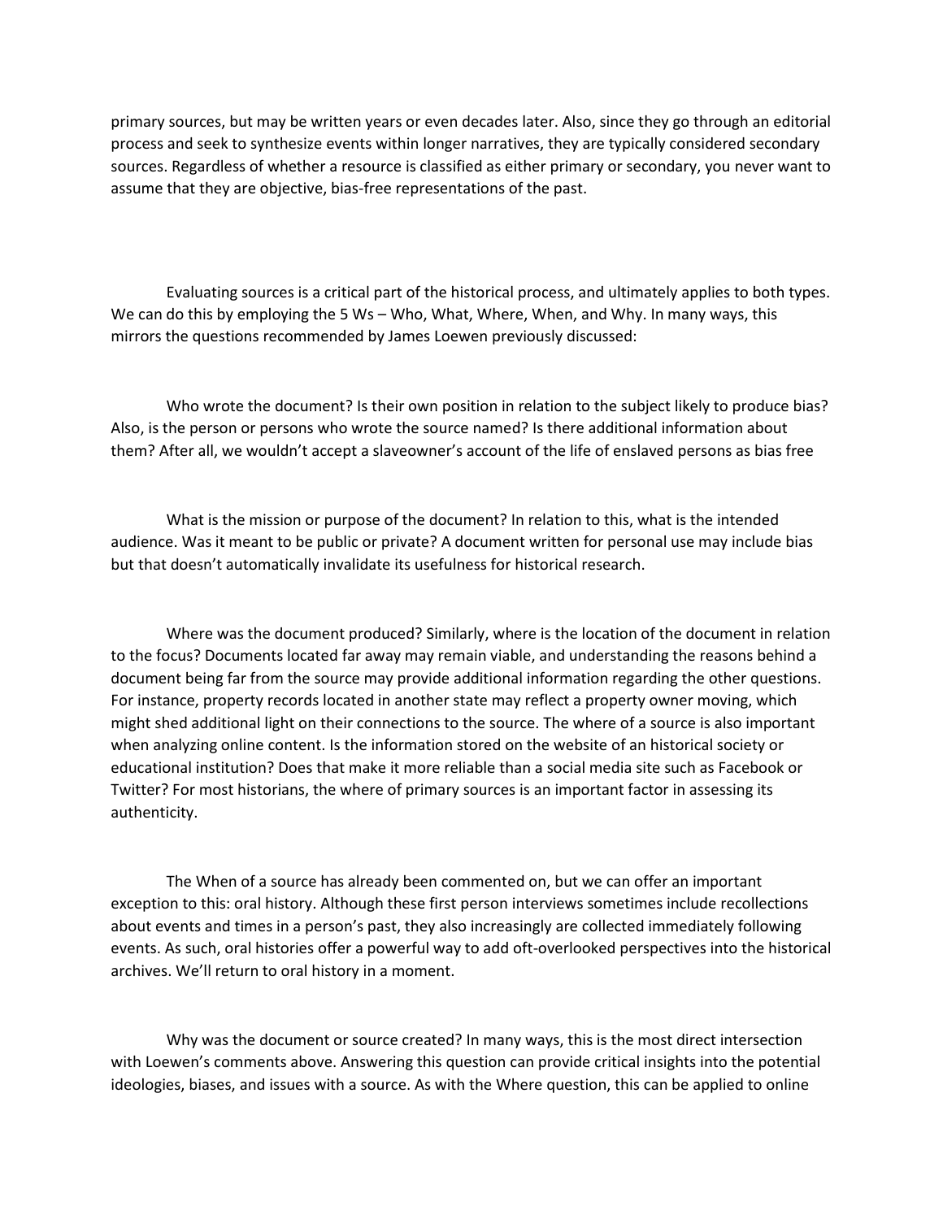primary sources, but may be written years or even decades later. Also, since they go through an editorial process and seek to synthesize events within longer narratives, they are typically considered secondary sources. Regardless of whether a resource is classified as either primary or secondary, you never want to assume that they are objective, bias-free representations of the past.

Evaluating sources is a critical part of the historical process, and ultimately applies to both types. We can do this by employing the 5 Ws – Who, What, Where, When, and Why. In many ways, this mirrors the questions recommended by James Loewen previously discussed:

Who wrote the document? Is their own position in relation to the subject likely to produce bias? Also, is the person or persons who wrote the source named? Is there additional information about them? After all, we wouldn't accept a slaveowner's account of the life of enslaved persons as bias free

What is the mission or purpose of the document? In relation to this, what is the intended audience. Was it meant to be public or private? A document written for personal use may include bias but that doesn't automatically invalidate its usefulness for historical research.

Where was the document produced? Similarly, where is the location of the document in relation to the focus? Documents located far away may remain viable, and understanding the reasons behind a document being far from the source may provide additional information regarding the other questions. For instance, property records located in another state may reflect a property owner moving, which might shed additional light on their connections to the source. The where of a source is also important when analyzing online content. Is the information stored on the website of an historical society or educational institution? Does that make it more reliable than a social media site such as Facebook or Twitter? For most historians, the where of primary sources is an important factor in assessing its authenticity.

The When of a source has already been commented on, but we can offer an important exception to this: oral history. Although these first person interviews sometimes include recollections about events and times in a person's past, they also increasingly are collected immediately following events. As such, oral histories offer a powerful way to add oft-overlooked perspectives into the historical archives. We'll return to oral history in a moment.

Why was the document or source created? In many ways, this is the most direct intersection with Loewen's comments above. Answering this question can provide critical insights into the potential ideologies, biases, and issues with a source. As with the Where question, this can be applied to online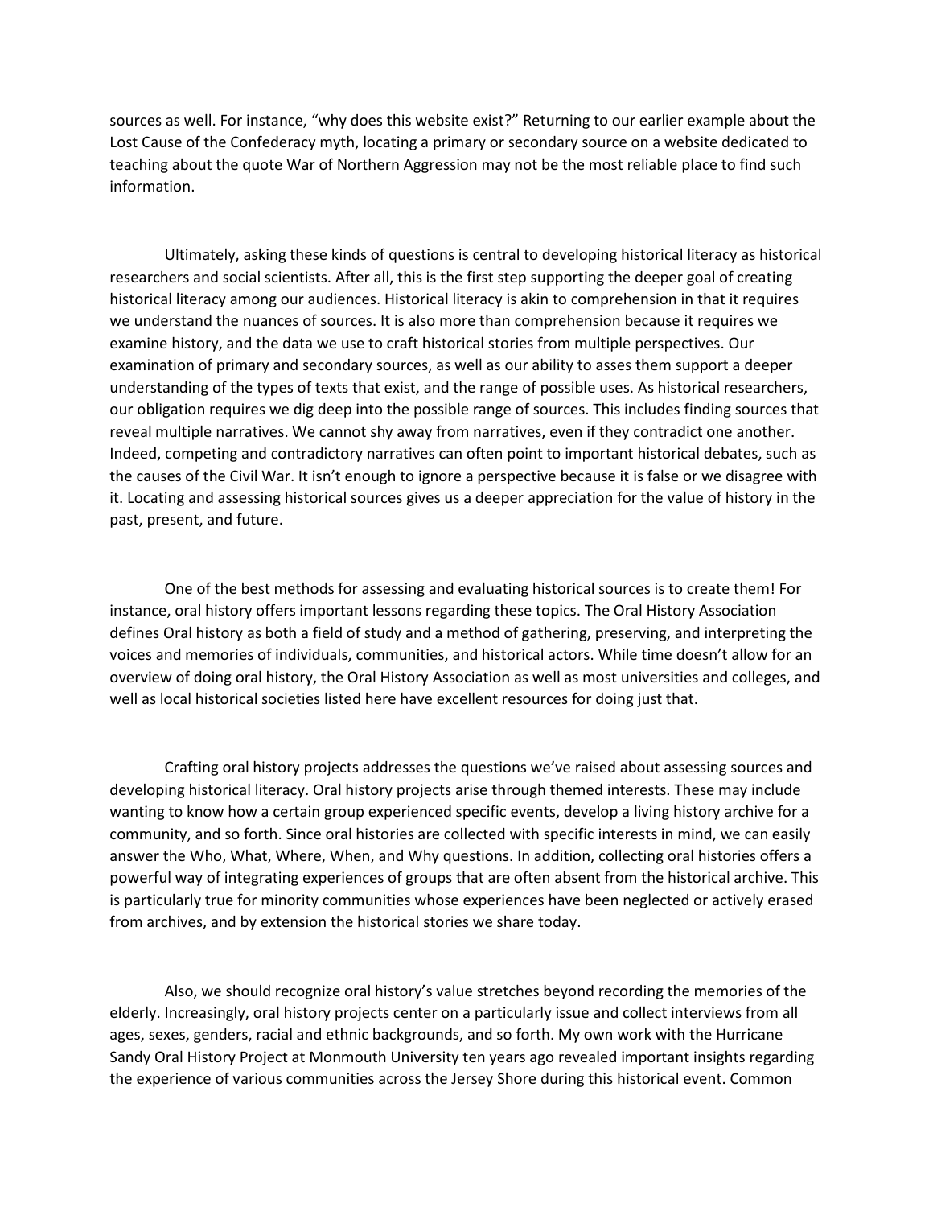sources as well. For instance, "why does this website exist?" Returning to our earlier example about the Lost Cause of the Confederacy myth, locating a primary or secondary source on a website dedicated to teaching about the quote War of Northern Aggression may not be the most reliable place to find such information.

Ultimately, asking these kinds of questions is central to developing historical literacy as historical researchers and social scientists. After all, this is the first step supporting the deeper goal of creating historical literacy among our audiences. Historical literacy is akin to comprehension in that it requires we understand the nuances of sources. It is also more than comprehension because it requires we examine history, and the data we use to craft historical stories from multiple perspectives. Our examination of primary and secondary sources, as well as our ability to asses them support a deeper understanding of the types of texts that exist, and the range of possible uses. As historical researchers, our obligation requires we dig deep into the possible range of sources. This includes finding sources that reveal multiple narratives. We cannot shy away from narratives, even if they contradict one another. Indeed, competing and contradictory narratives can often point to important historical debates, such as the causes of the Civil War. It isn't enough to ignore a perspective because it is false or we disagree with it. Locating and assessing historical sources gives us a deeper appreciation for the value of history in the past, present, and future.

One of the best methods for assessing and evaluating historical sources is to create them! For instance, oral history offers important lessons regarding these topics. The Oral History Association defines Oral history as both a field of study and a method of gathering, preserving, and interpreting the voices and memories of individuals, communities, and historical actors. While time doesn't allow for an overview of doing oral history, the Oral History Association as well as most universities and colleges, and well as local historical societies listed here have excellent resources for doing just that.

Crafting oral history projects addresses the questions we've raised about assessing sources and developing historical literacy. Oral history projects arise through themed interests. These may include wanting to know how a certain group experienced specific events, develop a living history archive for a community, and so forth. Since oral histories are collected with specific interests in mind, we can easily answer the Who, What, Where, When, and Why questions. In addition, collecting oral histories offers a powerful way of integrating experiences of groups that are often absent from the historical archive. This is particularly true for minority communities whose experiences have been neglected or actively erased from archives, and by extension the historical stories we share today.

Also, we should recognize oral history's value stretches beyond recording the memories of the elderly. Increasingly, oral history projects center on a particularly issue and collect interviews from all ages, sexes, genders, racial and ethnic backgrounds, and so forth. My own work with the Hurricane Sandy Oral History Project at Monmouth University ten years ago revealed important insights regarding the experience of various communities across the Jersey Shore during this historical event. Common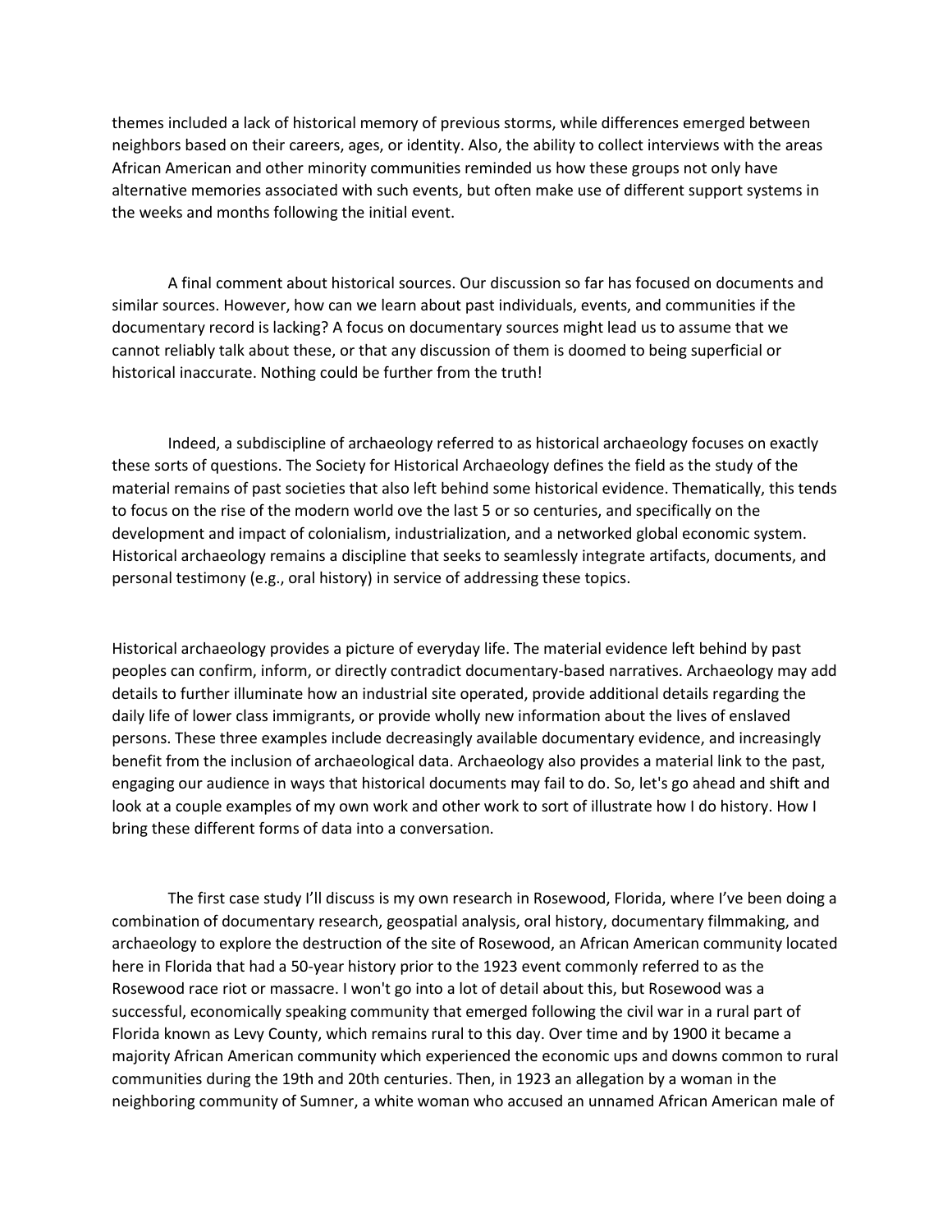themes included a lack of historical memory of previous storms, while differences emerged between neighbors based on their careers, ages, or identity. Also, the ability to collect interviews with the areas African American and other minority communities reminded us how these groups not only have alternative memories associated with such events, but often make use of different support systems in the weeks and months following the initial event.

A final comment about historical sources. Our discussion so far has focused on documents and similar sources. However, how can we learn about past individuals, events, and communities if the documentary record is lacking? A focus on documentary sources might lead us to assume that we cannot reliably talk about these, or that any discussion of them is doomed to being superficial or historical inaccurate. Nothing could be further from the truth!

Indeed, a subdiscipline of archaeology referred to as historical archaeology focuses on exactly these sorts of questions. The Society for Historical Archaeology defines the field as the study of the material remains of past societies that also left behind some historical evidence. Thematically, this tends to focus on the rise of the modern world ove the last 5 or so centuries, and specifically on the development and impact of colonialism, industrialization, and a networked global economic system. Historical archaeology remains a discipline that seeks to seamlessly integrate artifacts, documents, and personal testimony (e.g., oral history) in service of addressing these topics.

Historical archaeology provides a picture of everyday life. The material evidence left behind by past peoples can confirm, inform, or directly contradict documentary-based narratives. Archaeology may add details to further illuminate how an industrial site operated, provide additional details regarding the daily life of lower class immigrants, or provide wholly new information about the lives of enslaved persons. These three examples include decreasingly available documentary evidence, and increasingly benefit from the inclusion of archaeological data. Archaeology also provides a material link to the past, engaging our audience in ways that historical documents may fail to do. So, let's go ahead and shift and look at a couple examples of my own work and other work to sort of illustrate how I do history. How I bring these different forms of data into a conversation.

The first case study I'll discuss is my own research in Rosewood, Florida, where I've been doing a combination of documentary research, geospatial analysis, oral history, documentary filmmaking, and archaeology to explore the destruction of the site of Rosewood, an African American community located here in Florida that had a 50-year history prior to the 1923 event commonly referred to as the Rosewood race riot or massacre. I won't go into a lot of detail about this, but Rosewood was a successful, economically speaking community that emerged following the civil war in a rural part of Florida known as Levy County, which remains rural to this day. Over time and by 1900 it became a majority African American community which experienced the economic ups and downs common to rural communities during the 19th and 20th centuries. Then, in 1923 an allegation by a woman in the neighboring community of Sumner, a white woman who accused an unnamed African American male of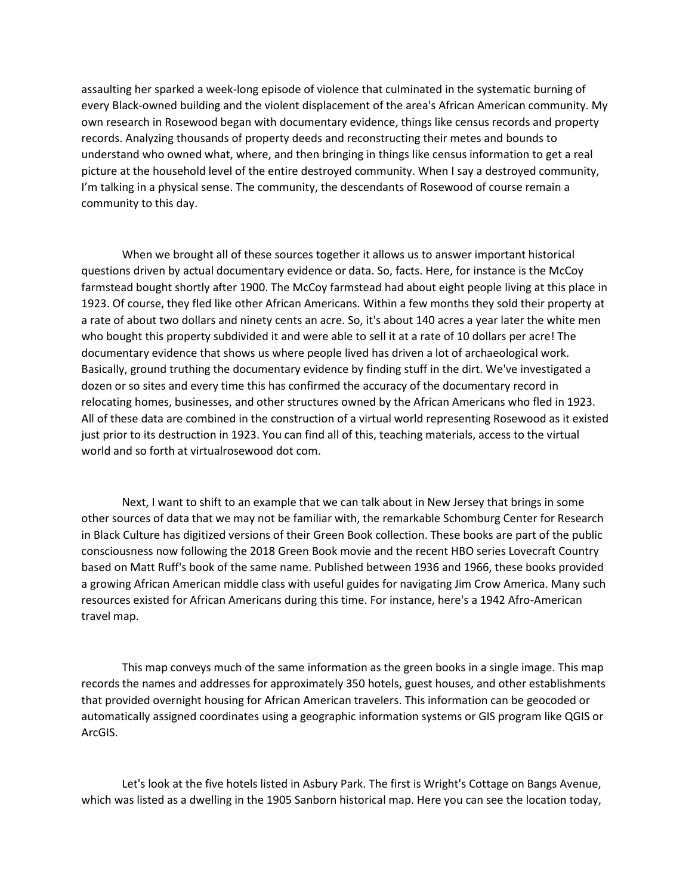assaulting her sparked a week-long episode of violence that culminated in the systematic burning of every Black-owned building and the violent displacement of the area's African American community. My own research in Rosewood began with documentary evidence, things like census records and property records. Analyzing thousands of property deeds and reconstructing their metes and bounds to understand who owned what, where, and then bringing in things like census information to get a real picture at the household level of the entire destroyed community. When I say a destroyed community, I'm talking in a physical sense. The community, the descendants of Rosewood of course remain a community to this day.

When we brought all of these sources together it allows us to answer important historical questions driven by actual documentary evidence or data. So, facts. Here, for instance is the McCoy farmstead bought shortly after 1900. The McCoy farmstead had about eight people living at this place in 1923. Of course, they fled like other African Americans. Within a few months they sold their property at a rate of about two dollars and ninety cents an acre. So, it's about 140 acres a year later the white men who bought this property subdivided it and were able to sell it at a rate of 10 dollars per acre! The documentary evidence that shows us where people lived has driven a lot of archaeological work. Basically, ground truthing the documentary evidence by finding stuff in the dirt. We've investigated a dozen or so sites and every time this has confirmed the accuracy of the documentary record in relocating homes, businesses, and other structures owned by the African Americans who fled in 1923. All of these data are combined in the construction of a virtual world representing Rosewood as it existed just prior to its destruction in 1923. You can find all of this, teaching materials, access to the virtual world and so forth at virtualrosewood dot com.

Next, I want to shift to an example that we can talk about in New Jersey that brings in some other sources of data that we may not be familiar with, the remarkable Schomburg Center for Research in Black Culture has digitized versions of their Green Book collection. These books are part of the public consciousness now following the 2018 Green Book movie and the recent HBO series Lovecraft Country based on Matt Ruff's book of the same name. Published between 1936 and 1966, these books provided a growing African American middle class with useful guides for navigating Jim Crow America. Many such resources existed for African Americans during this time. For instance, here's a 1942 Afro-American travel map.

This map conveys much of the same information as the green books in a single image. This map records the names and addresses for approximately 350 hotels, guest houses, and other establishments that provided overnight housing for African American travelers. This information can be geocoded or automatically assigned coordinates using a geographic information systems or GIS program like QGIS or ArcGIS.

Let's look at the five hotels listed in Asbury Park. The first is Wright's Cottage on Bangs Avenue, which was listed as a dwelling in the 1905 Sanborn historical map. Here you can see the location today,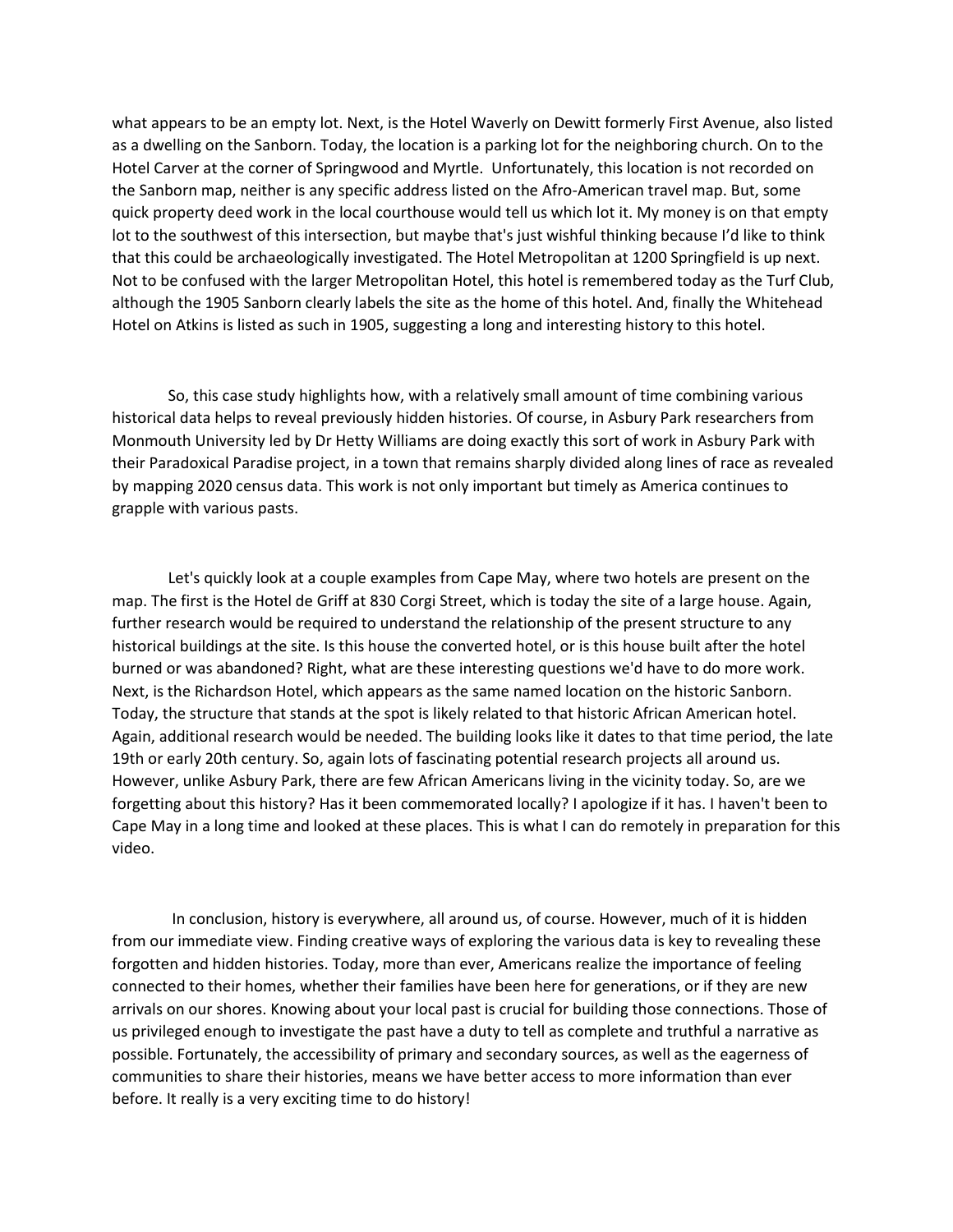what appears to be an empty lot. Next, is the Hotel Waverly on Dewitt formerly First Avenue, also listed as a dwelling on the Sanborn. Today, the location is a parking lot for the neighboring church. On to the Hotel Carver at the corner of Springwood and Myrtle. Unfortunately, this location is not recorded on the Sanborn map, neither is any specific address listed on the Afro-American travel map. But, some quick property deed work in the local courthouse would tell us which lot it. My money is on that empty lot to the southwest of this intersection, but maybe that's just wishful thinking because I'd like to think that this could be archaeologically investigated. The Hotel Metropolitan at 1200 Springfield is up next. Not to be confused with the larger Metropolitan Hotel, this hotel is remembered today as the Turf Club, although the 1905 Sanborn clearly labels the site as the home of this hotel. And, finally the Whitehead Hotel on Atkins is listed as such in 1905, suggesting a long and interesting history to this hotel.

So, this case study highlights how, with a relatively small amount of time combining various historical data helps to reveal previously hidden histories. Of course, in Asbury Park researchers from Monmouth University led by Dr Hetty Williams are doing exactly this sort of work in Asbury Park with their Paradoxical Paradise project, in a town that remains sharply divided along lines of race as revealed by mapping 2020 census data. This work is not only important but timely as America continues to grapple with various pasts.

Let's quickly look at a couple examples from Cape May, where two hotels are present on the map. The first is the Hotel de Griff at 830 Corgi Street, which is today the site of a large house. Again, further research would be required to understand the relationship of the present structure to any historical buildings at the site. Is this house the converted hotel, or is this house built after the hotel burned or was abandoned? Right, what are these interesting questions we'd have to do more work. Next, is the Richardson Hotel, which appears as the same named location on the historic Sanborn. Today, the structure that stands at the spot is likely related to that historic African American hotel. Again, additional research would be needed. The building looks like it dates to that time period, the late 19th or early 20th century. So, again lots of fascinating potential research projects all around us. However, unlike Asbury Park, there are few African Americans living in the vicinity today. So, are we forgetting about this history? Has it been commemorated locally? I apologize if it has. I haven't been to Cape May in a long time and looked at these places. This is what I can do remotely in preparation for this video.

In conclusion, history is everywhere, all around us, of course. However, much of it is hidden from our immediate view. Finding creative ways of exploring the various data is key to revealing these forgotten and hidden histories. Today, more than ever, Americans realize the importance of feeling connected to their homes, whether their families have been here for generations, or if they are new arrivals on our shores. Knowing about your local past is crucial for building those connections. Those of us privileged enough to investigate the past have a duty to tell as complete and truthful a narrative as possible. Fortunately, the accessibility of primary and secondary sources, as well as the eagerness of communities to share their histories, means we have better access to more information than ever before. It really is a very exciting time to do history!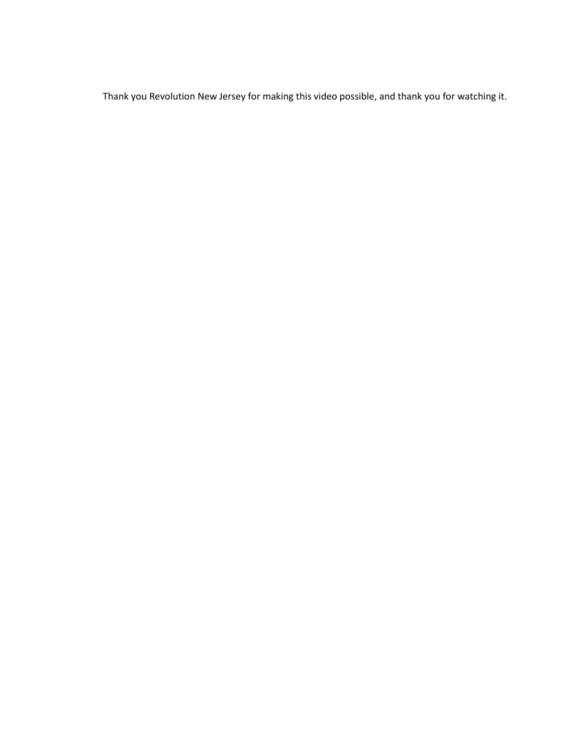Thank you Revolution New Jersey for making this video possible, and thank you for watching it.